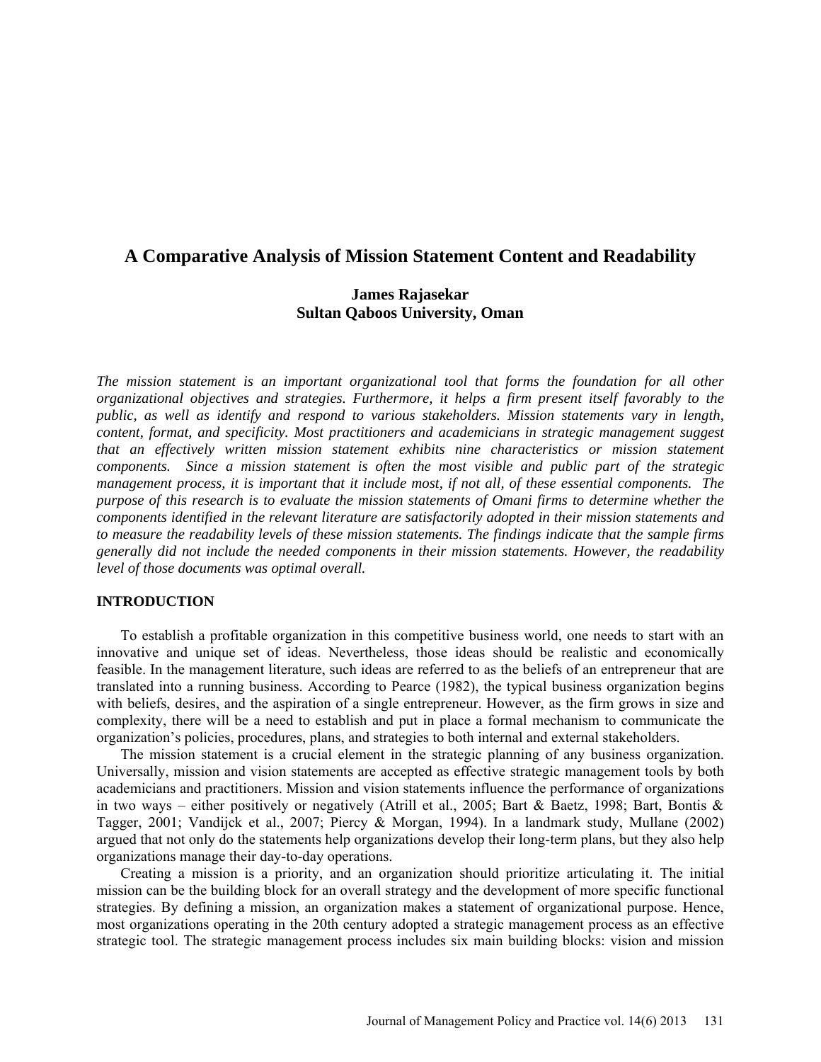# A Comparative Analysis of Mission Statement Content and Readability

**James Rajasekar**
**Sultan Qaboos University, Oman**

*The mission statement is an important organizational tool that forms the foundation for all other organizational objectives and strategies. Furthermore, it helps a firm present itself favorably to the public, as well as identify and respond to various stakeholders. Mission statements vary in length, content, format, and specificity. Most practitioners and academicians in strategic management suggest that an effectively written mission statement exhibits nine characteristics or mission statement components. Since a mission statement is often the most visible and public part of the strategic management process, it is important that it include most, if not all, of these essential components. The purpose of this research is to evaluate the mission statements of Omani firms to determine whether the components identified in the relevant literature are satisfactorily adopted in their mission statements and to measure the readability levels of these mission statements. The findings indicate that the sample firms generally did not include the needed components in their mission statements. However, the readability level of those documents was optimal overall.*

## INTRODUCTION

To establish a profitable organization in this competitive business world, one needs to start with an innovative and unique set of ideas. Nevertheless, those ideas should be realistic and economically feasible. In the management literature, such ideas are referred to as the beliefs of an entrepreneur that are translated into a running business. According to Pearce (1982), the typical business organization begins with beliefs, desires, and the aspiration of a single entrepreneur. However, as the firm grows in size and complexity, there will be a need to establish and put in place a formal mechanism to communicate the organization's policies, procedures, plans, and strategies to both internal and external stakeholders.

The mission statement is a crucial element in the strategic planning of any business organization. Universally, mission and vision statements are accepted as effective strategic management tools by both academicians and practitioners. Mission and vision statements influence the performance of organizations in two ways – either positively or negatively (Atrill et al., 2005; Bart & Baetz, 1998; Bart, Bontis & Tagger, 2001; Vandijck et al., 2007; Piercy & Morgan, 1994). In a landmark study, Mullane (2002) argued that not only do the statements help organizations develop their long-term plans, but they also help organizations manage their day-to-day operations.

Creating a mission is a priority, and an organization should prioritize articulating it. The initial mission can be the building block for an overall strategy and the development of more specific functional strategies. By defining a mission, an organization makes a statement of organizational purpose. Hence, most organizations operating in the 20th century adopted a strategic management process as an effective strategic tool. The strategic management process includes six main building blocks: vision and mission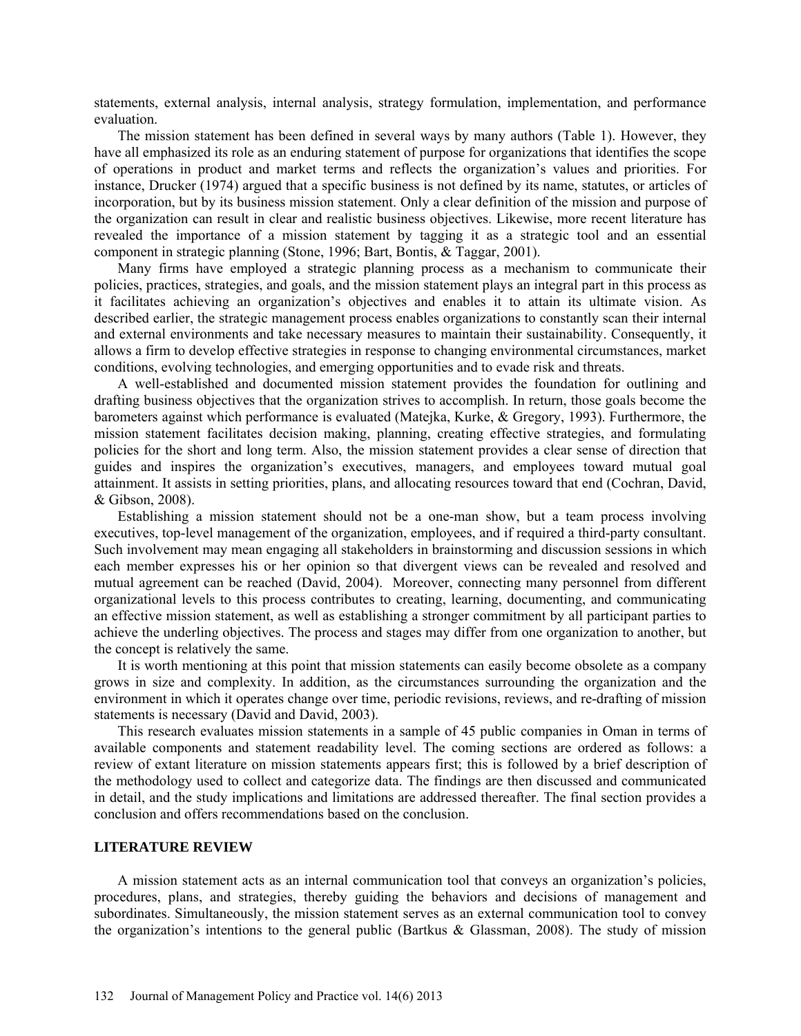statements, external analysis, internal analysis, strategy formulation, implementation, and performance evaluation.

The mission statement has been defined in several ways by many authors (Table 1). However, they have all emphasized its role as an enduring statement of purpose for organizations that identifies the scope of operations in product and market terms and reflects the organization's values and priorities. For instance, Drucker (1974) argued that a specific business is not defined by its name, statutes, or articles of incorporation, but by its business mission statement. Only a clear definition of the mission and purpose of the organization can result in clear and realistic business objectives. Likewise, more recent literature has revealed the importance of a mission statement by tagging it as a strategic tool and an essential component in strategic planning (Stone, 1996; Bart, Bontis, & Taggar, 2001).

Many firms have employed a strategic planning process as a mechanism to communicate their policies, practices, strategies, and goals, and the mission statement plays an integral part in this process as it facilitates achieving an organization's objectives and enables it to attain its ultimate vision. As described earlier, the strategic management process enables organizations to constantly scan their internal and external environments and take necessary measures to maintain their sustainability. Consequently, it allows a firm to develop effective strategies in response to changing environmental circumstances, market conditions, evolving technologies, and emerging opportunities and to evade risk and threats.

A well-established and documented mission statement provides the foundation for outlining and drafting business objectives that the organization strives to accomplish. In return, those goals become the barometers against which performance is evaluated (Matejka, Kurke, & Gregory, 1993). Furthermore, the mission statement facilitates decision making, planning, creating effective strategies, and formulating policies for the short and long term. Also, the mission statement provides a clear sense of direction that guides and inspires the organization's executives, managers, and employees toward mutual goal attainment. It assists in setting priorities, plans, and allocating resources toward that end (Cochran, David, & Gibson, 2008).

Establishing a mission statement should not be a one-man show, but a team process involving executives, top-level management of the organization, employees, and if required a third-party consultant. Such involvement may mean engaging all stakeholders in brainstorming and discussion sessions in which each member expresses his or her opinion so that divergent views can be revealed and resolved and mutual agreement can be reached (David, 2004). Moreover, connecting many personnel from different organizational levels to this process contributes to creating, learning, documenting, and communicating an effective mission statement, as well as establishing a stronger commitment by all participant parties to achieve the underling objectives. The process and stages may differ from one organization to another, but the concept is relatively the same.

It is worth mentioning at this point that mission statements can easily become obsolete as a company grows in size and complexity. In addition, as the circumstances surrounding the organization and the environment in which it operates change over time, periodic revisions, reviews, and re-drafting of mission statements is necessary (David and David, 2003).

This research evaluates mission statements in a sample of 45 public companies in Oman in terms of available components and statement readability level. The coming sections are ordered as follows: a review of extant literature on mission statements appears first; this is followed by a brief description of the methodology used to collect and categorize data. The findings are then discussed and communicated in detail, and the study implications and limitations are addressed thereafter. The final section provides a conclusion and offers recommendations based on the conclusion.

## LITERATURE REVIEW

A mission statement acts as an internal communication tool that conveys an organization's policies, procedures, plans, and strategies, thereby guiding the behaviors and decisions of management and subordinates. Simultaneously, the mission statement serves as an external communication tool to convey the organization's intentions to the general public (Bartkus & Glassman, 2008). The study of mission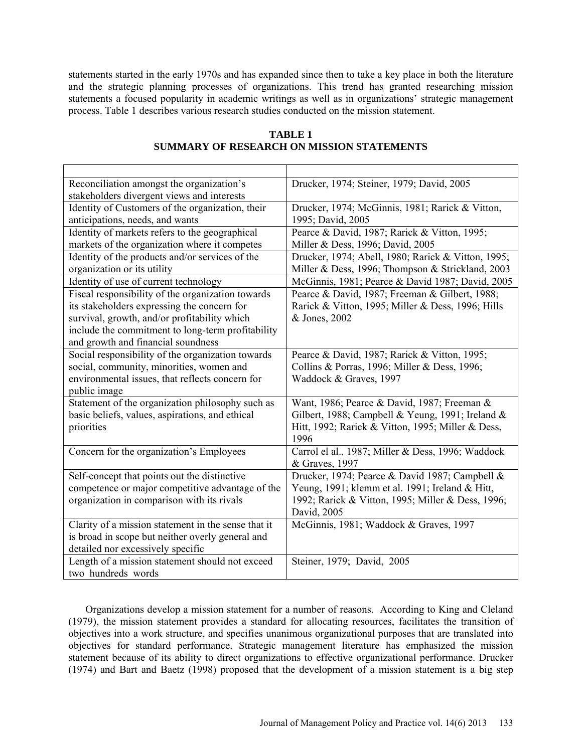statements started in the early 1970s and has expanded since then to take a key place in both the literature and the strategic planning processes of organizations. This trend has granted researching mission statements a focused popularity in academic writings as well as in organizations' strategic management process. Table 1 describes various research studies conducted on the mission statement.

**TABLE 1**
**SUMMARY OF RESEARCH ON MISSION STATEMENTS**

| | |
|---|---|
| Reconciliation amongst the organization's stakeholders divergent views and interests | Drucker, 1974; Steiner, 1979; David, 2005 |
| Identity of Customers of the organization, their anticipations, needs, and wants | Drucker, 1974; McGinnis, 1981; Rarick & Vitton, 1995; David, 2005 |
| Identity of markets refers to the geographical markets of the organization where it competes | Pearce & David, 1987; Rarick & Vitton, 1995; Miller & Dess, 1996; David, 2005 |
| Identity of the products and/or services of the organization or its utility | Drucker, 1974; Abell, 1980; Rarick & Vitton, 1995; Miller & Dess, 1996; Thompson & Strickland, 2003 |
| Identity of use of current technology | McGinnis, 1981; Pearce & David 1987; David, 2005 |
| Fiscal responsibility of the organization towards its stakeholders expressing the concern for survival, growth, and/or profitability which include the commitment to long-term profitability and growth and financial soundness | Pearce & David, 1987; Freeman & Gilbert, 1988; Rarick & Vitton, 1995; Miller & Dess, 1996; Hills & Jones, 2002 |
| Social responsibility of the organization towards social, community, minorities, women and environmental issues, that reflects concern for public image | Pearce & David, 1987; Rarick & Vitton, 1995; Collins & Porras, 1996; Miller & Dess, 1996; Waddock & Graves, 1997 |
| Statement of the organization philosophy such as basic beliefs, values, aspirations, and ethical priorities | Want, 1986; Pearce & David, 1987; Freeman & Gilbert, 1988; Campbell & Yeung, 1991; Ireland & Hitt, 1992; Rarick & Vitton, 1995; Miller & Dess, 1996 |
| Concern for the organization's Employees | Carrol el al., 1987; Miller & Dess, 1996; Waddock & Graves, 1997 |
| Self-concept that points out the distinctive competence or major competitive advantage of the organization in comparison with its rivals | Drucker, 1974; Pearce & David 1987; Campbell & Yeung, 1991; klemm et al. 1991; Ireland & Hitt, 1992; Rarick & Vitton, 1995; Miller & Dess, 1996; David, 2005 |
| Clarity of a mission statement in the sense that it is broad in scope but neither overly general and detailed nor excessively specific | McGinnis, 1981; Waddock & Graves, 1997 |
| Length of a mission statement should not exceed two hundreds words | Steiner, 1979; David, 2005 |

Organizations develop a mission statement for a number of reasons. According to King and Cleland (1979), the mission statement provides a standard for allocating resources, facilitates the transition of objectives into a work structure, and specifies unanimous organizational purposes that are translated into objectives for standard performance. Strategic management literature has emphasized the mission statement because of its ability to direct organizations to effective organizational performance. Drucker (1974) and Bart and Baetz (1998) proposed that the development of a mission statement is a big step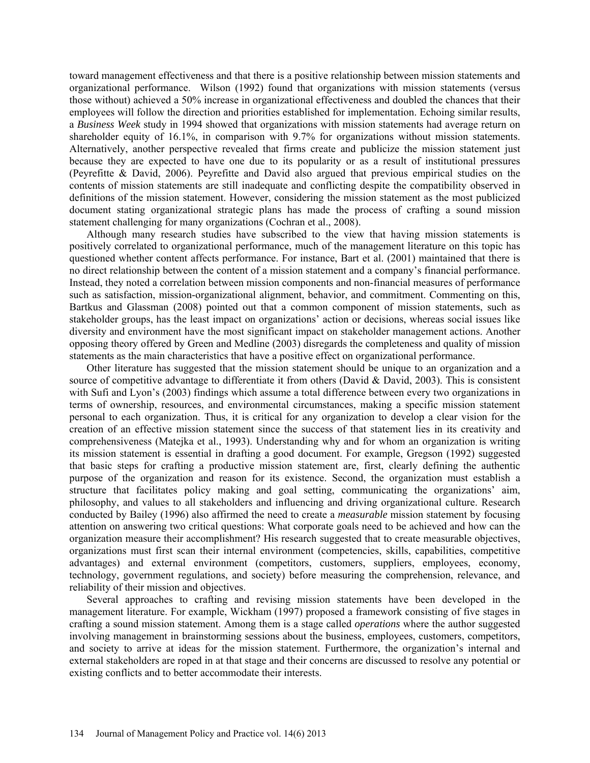toward management effectiveness and that there is a positive relationship between mission statements and organizational performance. Wilson (1992) found that organizations with mission statements (versus those without) achieved a 50% increase in organizational effectiveness and doubled the chances that their employees will follow the direction and priorities established for implementation. Echoing similar results, a *Business Week* study in 1994 showed that organizations with mission statements had average return on shareholder equity of 16.1%, in comparison with 9.7% for organizations without mission statements. Alternatively, another perspective revealed that firms create and publicize the mission statement just because they are expected to have one due to its popularity or as a result of institutional pressures (Peyrefitte & David, 2006). Peyrefitte and David also argued that previous empirical studies on the contents of mission statements are still inadequate and conflicting despite the compatibility observed in definitions of the mission statement. However, considering the mission statement as the most publicized document stating organizational strategic plans has made the process of crafting a sound mission statement challenging for many organizations (Cochran et al., 2008).

Although many research studies have subscribed to the view that having mission statements is positively correlated to organizational performance, much of the management literature on this topic has questioned whether content affects performance. For instance, Bart et al. (2001) maintained that there is no direct relationship between the content of a mission statement and a company's financial performance. Instead, they noted a correlation between mission components and non-financial measures of performance such as satisfaction, mission-organizational alignment, behavior, and commitment. Commenting on this, Bartkus and Glassman (2008) pointed out that a common component of mission statements, such as stakeholder groups, has the least impact on organizations' action or decisions, whereas social issues like diversity and environment have the most significant impact on stakeholder management actions. Another opposing theory offered by Green and Medline (2003) disregards the completeness and quality of mission statements as the main characteristics that have a positive effect on organizational performance.

Other literature has suggested that the mission statement should be unique to an organization and a source of competitive advantage to differentiate it from others (David & David, 2003). This is consistent with Sufi and Lyon's (2003) findings which assume a total difference between every two organizations in terms of ownership, resources, and environmental circumstances, making a specific mission statement personal to each organization. Thus, it is critical for any organization to develop a clear vision for the creation of an effective mission statement since the success of that statement lies in its creativity and comprehensiveness (Matejka et al., 1993). Understanding why and for whom an organization is writing its mission statement is essential in drafting a good document. For example, Gregson (1992) suggested that basic steps for crafting a productive mission statement are, first, clearly defining the authentic purpose of the organization and reason for its existence. Second, the organization must establish a structure that facilitates policy making and goal setting, communicating the organizations' aim, philosophy, and values to all stakeholders and influencing and driving organizational culture. Research conducted by Bailey (1996) also affirmed the need to create a *measurable* mission statement by focusing attention on answering two critical questions: What corporate goals need to be achieved and how can the organization measure their accomplishment? His research suggested that to create measurable objectives, organizations must first scan their internal environment (competencies, skills, capabilities, competitive advantages) and external environment (competitors, customers, suppliers, employees, economy, technology, government regulations, and society) before measuring the comprehension, relevance, and reliability of their mission and objectives.

Several approaches to crafting and revising mission statements have been developed in the management literature. For example, Wickham (1997) proposed a framework consisting of five stages in crafting a sound mission statement. Among them is a stage called *operations* where the author suggested involving management in brainstorming sessions about the business, employees, customers, competitors, and society to arrive at ideas for the mission statement. Furthermore, the organization's internal and external stakeholders are roped in at that stage and their concerns are discussed to resolve any potential or existing conflicts and to better accommodate their interests.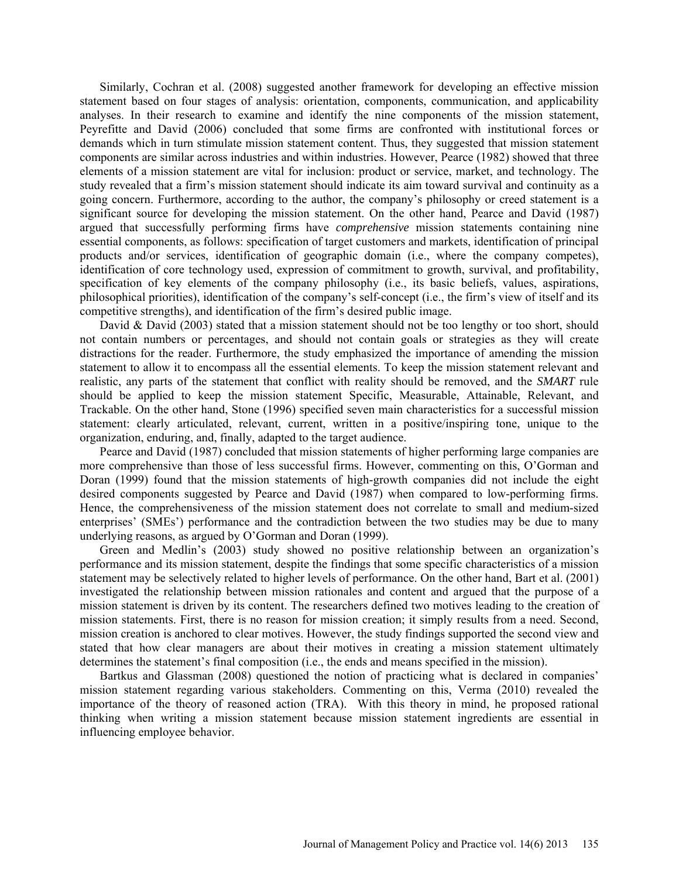Similarly, Cochran et al. (2008) suggested another framework for developing an effective mission statement based on four stages of analysis: orientation, components, communication, and applicability analyses. In their research to examine and identify the nine components of the mission statement, Peyrefitte and David (2006) concluded that some firms are confronted with institutional forces or demands which in turn stimulate mission statement content. Thus, they suggested that mission statement components are similar across industries and within industries. However, Pearce (1982) showed that three elements of a mission statement are vital for inclusion: product or service, market, and technology. The study revealed that a firm's mission statement should indicate its aim toward survival and continuity as a going concern. Furthermore, according to the author, the company's philosophy or creed statement is a significant source for developing the mission statement. On the other hand, Pearce and David (1987) argued that successfully performing firms have *comprehensive* mission statements containing nine essential components, as follows: specification of target customers and markets, identification of principal products and/or services, identification of geographic domain (i.e., where the company competes), identification of core technology used, expression of commitment to growth, survival, and profitability, specification of key elements of the company philosophy (i.e., its basic beliefs, values, aspirations, philosophical priorities), identification of the company's self-concept (i.e., the firm's view of itself and its competitive strengths), and identification of the firm's desired public image.

David & David (2003) stated that a mission statement should not be too lengthy or too short, should not contain numbers or percentages, and should not contain goals or strategies as they will create distractions for the reader. Furthermore, the study emphasized the importance of amending the mission statement to allow it to encompass all the essential elements. To keep the mission statement relevant and realistic, any parts of the statement that conflict with reality should be removed, and the ***SMART*** rule should be applied to keep the mission statement Specific, Measurable, Attainable, Relevant, and Trackable. On the other hand, Stone (1996) specified seven main characteristics for a successful mission statement: clearly articulated, relevant, current, written in a positive/inspiring tone, unique to the organization, enduring, and, finally, adapted to the target audience.

Pearce and David (1987) concluded that mission statements of higher performing large companies are more comprehensive than those of less successful firms. However, commenting on this, O'Gorman and Doran (1999) found that the mission statements of high-growth companies did not include the eight desired components suggested by Pearce and David (1987) when compared to low-performing firms. Hence, the comprehensiveness of the mission statement does not correlate to small and medium-sized enterprises' (SMEs') performance and the contradiction between the two studies may be due to many underlying reasons, as argued by O'Gorman and Doran (1999).

Green and Medlin's (2003) study showed no positive relationship between an organization's performance and its mission statement, despite the findings that some specific characteristics of a mission statement may be selectively related to higher levels of performance. On the other hand, Bart et al. (2001) investigated the relationship between mission rationales and content and argued that the purpose of a mission statement is driven by its content. The researchers defined two motives leading to the creation of mission statements. First, there is no reason for mission creation; it simply results from a need. Second, mission creation is anchored to clear motives. However, the study findings supported the second view and stated that how clear managers are about their motives in creating a mission statement ultimately determines the statement's final composition (i.e., the ends and means specified in the mission).

Bartkus and Glassman (2008) questioned the notion of practicing what is declared in companies' mission statement regarding various stakeholders. Commenting on this, Verma (2010) revealed the importance of the theory of reasoned action (TRA). With this theory in mind, he proposed rational thinking when writing a mission statement because mission statement ingredients are essential in influencing employee behavior.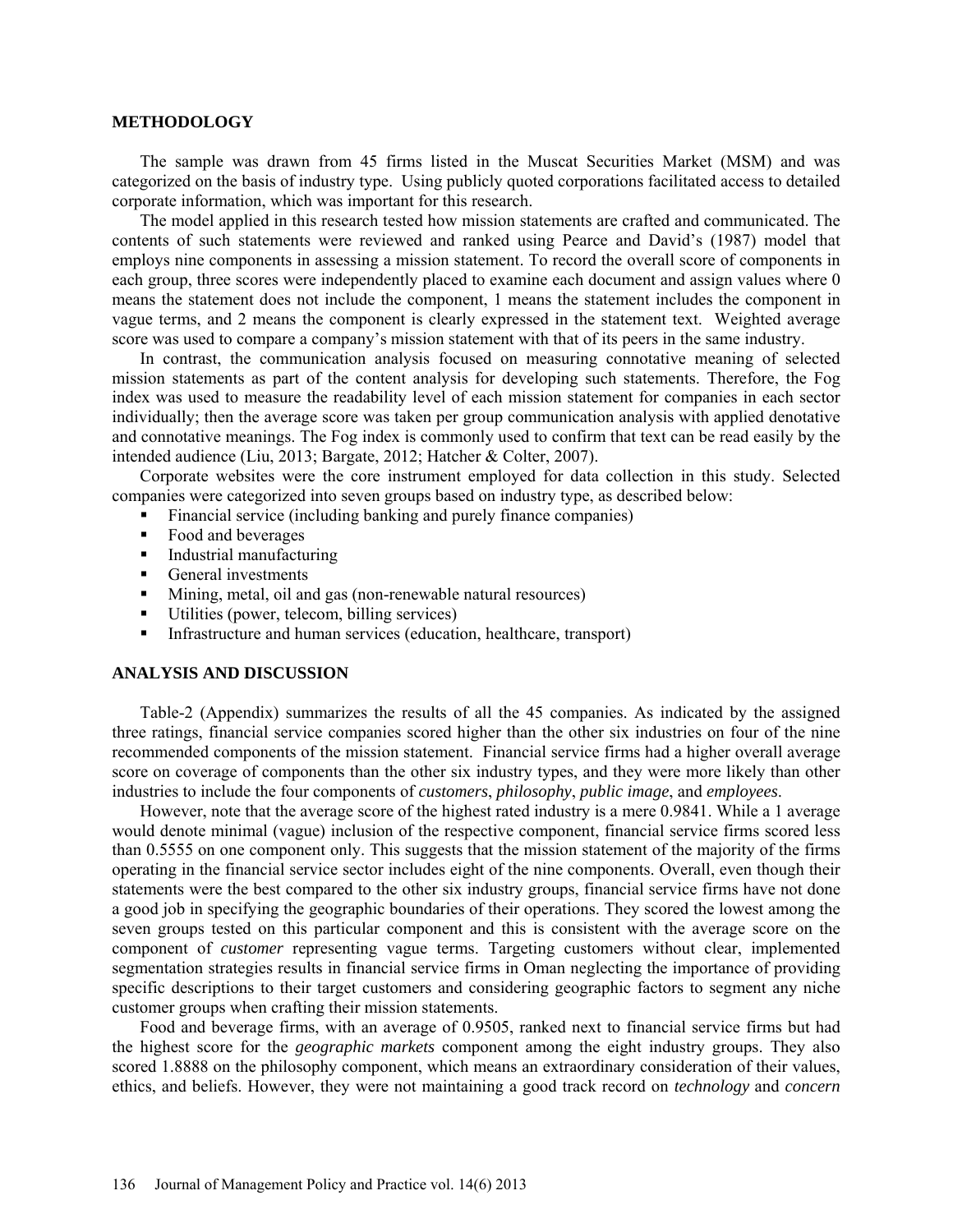## METHODOLOGY

The sample was drawn from 45 firms listed in the Muscat Securities Market (MSM) and was categorized on the basis of industry type. Using publicly quoted corporations facilitated access to detailed corporate information, which was important for this research.

The model applied in this research tested how mission statements are crafted and communicated. The contents of such statements were reviewed and ranked using Pearce and David's (1987) model that employs nine components in assessing a mission statement. To record the overall score of components in each group, three scores were independently placed to examine each document and assign values where 0 means the statement does not include the component, 1 means the statement includes the component in vague terms, and 2 means the component is clearly expressed in the statement text. Weighted average score was used to compare a company's mission statement with that of its peers in the same industry.

In contrast, the communication analysis focused on measuring connotative meaning of selected mission statements as part of the content analysis for developing such statements. Therefore, the Fog index was used to measure the readability level of each mission statement for companies in each sector individually; then the average score was taken per group communication analysis with applied denotative and connotative meanings. The Fog index is commonly used to confirm that text can be read easily by the intended audience (Liu, 2013; Bargate, 2012; Hatcher & Colter, 2007).

Corporate websites were the core instrument employed for data collection in this study. Selected companies were categorized into seven groups based on industry type, as described below:

- Financial service (including banking and purely finance companies)
- Food and beverages
- Industrial manufacturing
- General investments
- Mining, metal, oil and gas (non-renewable natural resources)
- Utilities (power, telecom, billing services)
- Infrastructure and human services (education, healthcare, transport)

## ANALYSIS AND DISCUSSION

Table-2 (Appendix) summarizes the results of all the 45 companies. As indicated by the assigned three ratings, financial service companies scored higher than the other six industries on four of the nine recommended components of the mission statement. Financial service firms had a higher overall average score on coverage of components than the other six industry types, and they were more likely than other industries to include the four components of *customers*, *philosophy*, *public image*, and *employees*.

However, note that the average score of the highest rated industry is a mere 0.9841. While a 1 average would denote minimal (vague) inclusion of the respective component, financial service firms scored less than 0.5555 on one component only. This suggests that the mission statement of the majority of the firms operating in the financial service sector includes eight of the nine components. Overall, even though their statements were the best compared to the other six industry groups, financial service firms have not done a good job in specifying the geographic boundaries of their operations. They scored the lowest among the seven groups tested on this particular component and this is consistent with the average score on the component of *customer* representing vague terms. Targeting customers without clear, implemented segmentation strategies results in financial service firms in Oman neglecting the importance of providing specific descriptions to their target customers and considering geographic factors to segment any niche customer groups when crafting their mission statements.

Food and beverage firms, with an average of 0.9505, ranked next to financial service firms but had the highest score for the *geographic markets* component among the eight industry groups. They also scored 1.8888 on the philosophy component, which means an extraordinary consideration of their values, ethics, and beliefs. However, they were not maintaining a good track record on *technology* and *concern*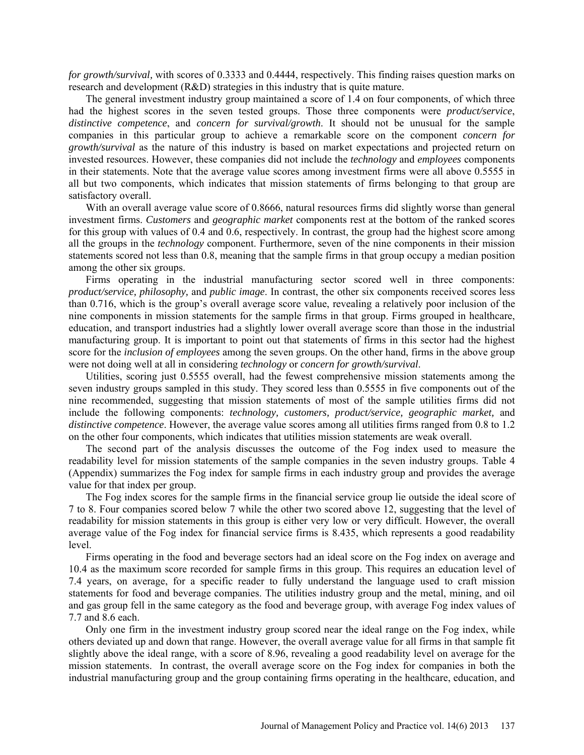*for growth/survival,* with scores of 0.3333 and 0.4444, respectively. This finding raises question marks on research and development (R&D) strategies in this industry that is quite mature.

The general investment industry group maintained a score of 1.4 on four components, of which three had the highest scores in the seven tested groups. Those three components were *product/service*, *distinctive competence*, and *concern for survival/growth*. It should not be unusual for the sample companies in this particular group to achieve a remarkable score on the component *concern for growth/survival* as the nature of this industry is based on market expectations and projected return on invested resources. However, these companies did not include the *technology* and *employees* components in their statements. Note that the average value scores among investment firms were all above 0.5555 in all but two components, which indicates that mission statements of firms belonging to that group are satisfactory overall.

With an overall average value score of 0.8666, natural resources firms did slightly worse than general investment firms. *Customers* and *geographic market* components rest at the bottom of the ranked scores for this group with values of 0.4 and 0.6, respectively. In contrast, the group had the highest score among all the groups in the *technology* component. Furthermore, seven of the nine components in their mission statements scored not less than 0.8, meaning that the sample firms in that group occupy a median position among the other six groups.

Firms operating in the industrial manufacturing sector scored well in three components: *product/service, philosophy,* and *public image*. In contrast, the other six components received scores less than 0.716, which is the group's overall average score value, revealing a relatively poor inclusion of the nine components in mission statements for the sample firms in that group. Firms grouped in healthcare, education, and transport industries had a slightly lower overall average score than those in the industrial manufacturing group. It is important to point out that statements of firms in this sector had the highest score for the *inclusion of employees* among the seven groups. On the other hand, firms in the above group were not doing well at all in considering *technology* or *concern for growth/survival*.

Utilities, scoring just 0.5555 overall, had the fewest comprehensive mission statements among the seven industry groups sampled in this study. They scored less than 0.5555 in five components out of the nine recommended, suggesting that mission statements of most of the sample utilities firms did not include the following components: *technology, customers, product/service, geographic market,* and *distinctive competence*. However, the average value scores among all utilities firms ranged from 0.8 to 1.2 on the other four components, which indicates that utilities mission statements are weak overall.

The second part of the analysis discusses the outcome of the Fog index used to measure the readability level for mission statements of the sample companies in the seven industry groups. Table 4 (Appendix) summarizes the Fog index for sample firms in each industry group and provides the average value for that index per group.

The Fog index scores for the sample firms in the financial service group lie outside the ideal score of 7 to 8. Four companies scored below 7 while the other two scored above 12, suggesting that the level of readability for mission statements in this group is either very low or very difficult. However, the overall average value of the Fog index for financial service firms is 8.435, which represents a good readability level.

Firms operating in the food and beverage sectors had an ideal score on the Fog index on average and 10.4 as the maximum score recorded for sample firms in this group. This requires an education level of 7.4 years, on average, for a specific reader to fully understand the language used to craft mission statements for food and beverage companies. The utilities industry group and the metal, mining, and oil and gas group fell in the same category as the food and beverage group, with average Fog index values of 7.7 and 8.6 each.

Only one firm in the investment industry group scored near the ideal range on the Fog index, while others deviated up and down that range. However, the overall average value for all firms in that sample fit slightly above the ideal range, with a score of 8.96, revealing a good readability level on average for the mission statements. In contrast, the overall average score on the Fog index for companies in both the industrial manufacturing group and the group containing firms operating in the healthcare, education, and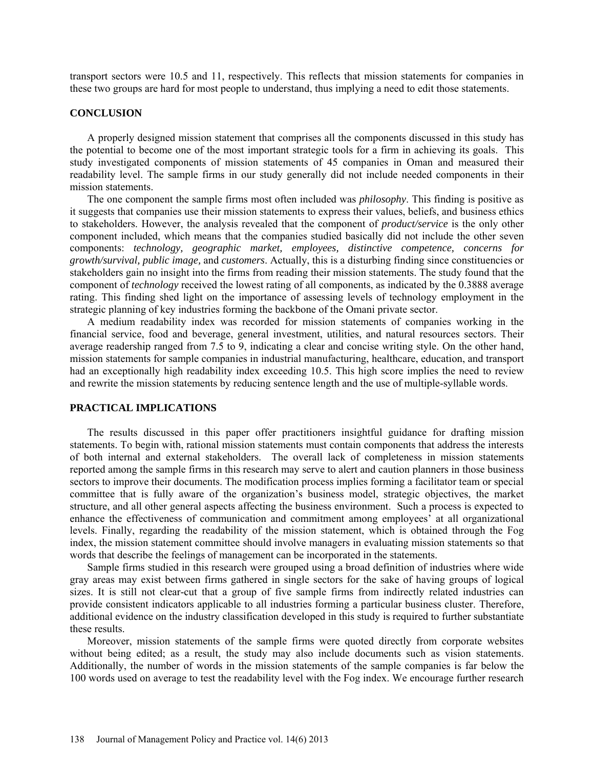transport sectors were 10.5 and 11, respectively. This reflects that mission statements for companies in these two groups are hard for most people to understand, thus implying a need to edit those statements.

## CONCLUSION

A properly designed mission statement that comprises all the components discussed in this study has the potential to become one of the most important strategic tools for a firm in achieving its goals. This study investigated components of mission statements of 45 companies in Oman and measured their readability level. The sample firms in our study generally did not include needed components in their mission statements.

The one component the sample firms most often included was *philosophy*. This finding is positive as it suggests that companies use their mission statements to express their values, beliefs, and business ethics to stakeholders. However, the analysis revealed that the component of *product/service* is the only other component included, which means that the companies studied basically did not include the other seven components: *technology, geographic market, employees, distinctive competence, concerns for growth/survival, public image,* and *customers*. Actually, this is a disturbing finding since constituencies or stakeholders gain no insight into the firms from reading their mission statements. The study found that the component of *technology* received the lowest rating of all components, as indicated by the 0.3888 average rating. This finding shed light on the importance of assessing levels of technology employment in the strategic planning of key industries forming the backbone of the Omani private sector.

A medium readability index was recorded for mission statements of companies working in the financial service, food and beverage, general investment, utilities, and natural resources sectors. Their average readership ranged from 7.5 to 9, indicating a clear and concise writing style. On the other hand, mission statements for sample companies in industrial manufacturing, healthcare, education, and transport had an exceptionally high readability index exceeding 10.5. This high score implies the need to review and rewrite the mission statements by reducing sentence length and the use of multiple-syllable words.

## PRACTICAL IMPLICATIONS

The results discussed in this paper offer practitioners insightful guidance for drafting mission statements. To begin with, rational mission statements must contain components that address the interests of both internal and external stakeholders. The overall lack of completeness in mission statements reported among the sample firms in this research may serve to alert and caution planners in those business sectors to improve their documents. The modification process implies forming a facilitator team or special committee that is fully aware of the organization's business model, strategic objectives, the market structure, and all other general aspects affecting the business environment. Such a process is expected to enhance the effectiveness of communication and commitment among employees' at all organizational levels. Finally, regarding the readability of the mission statement, which is obtained through the Fog index, the mission statement committee should involve managers in evaluating mission statements so that words that describe the feelings of management can be incorporated in the statements.

Sample firms studied in this research were grouped using a broad definition of industries where wide gray areas may exist between firms gathered in single sectors for the sake of having groups of logical sizes. It is still not clear-cut that a group of five sample firms from indirectly related industries can provide consistent indicators applicable to all industries forming a particular business cluster. Therefore, additional evidence on the industry classification developed in this study is required to further substantiate these results.

Moreover, mission statements of the sample firms were quoted directly from corporate websites without being edited; as a result, the study may also include documents such as vision statements. Additionally, the number of words in the mission statements of the sample companies is far below the 100 words used on average to test the readability level with the Fog index. We encourage further research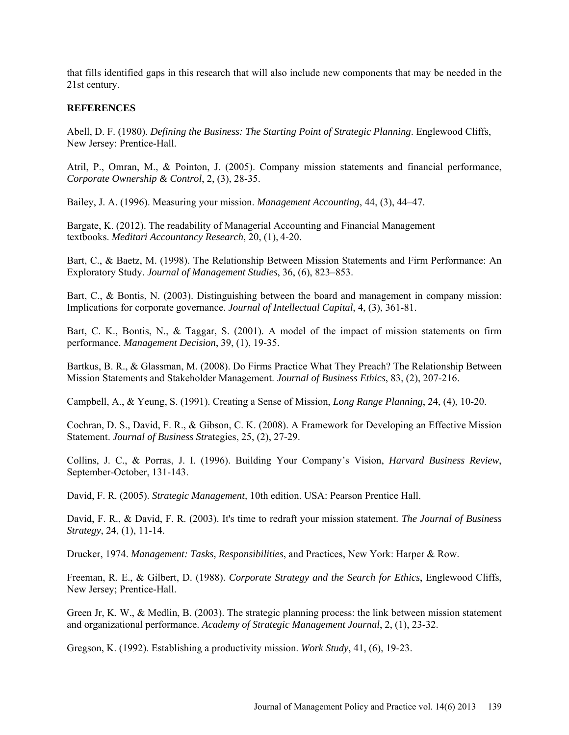that fills identified gaps in this research that will also include new components that may be needed in the 21st century.

**REFERENCES**

Abell, D. F. (1980). *Defining the Business: The Starting Point of Strategic Planning*. Englewood Cliffs, New Jersey: Prentice-Hall.

Atril, P., Omran, M., & Pointon, J. (2005). Company mission statements and financial performance, *Corporate Ownership & Control*, 2, (3), 28-35.

Bailey, J. A. (1996). Measuring your mission. *Management Accounting*, 44, (3), 44–47.

Bargate, K. (2012). The readability of Managerial Accounting and Financial Management textbooks. *Meditari Accountancy Research*, 20, (1), 4-20.

Bart, C., & Baetz, M. (1998). The Relationship Between Mission Statements and Firm Performance: An Exploratory Study. *Journal of Management Studies*, 36, (6), 823–853.

Bart, C., & Bontis, N. (2003). Distinguishing between the board and management in company mission: Implications for corporate governance. *Journal of Intellectual Capital*, 4, (3), 361-81.

Bart, C. K., Bontis, N., & Taggar, S. (2001). A model of the impact of mission statements on firm performance. *Management Decision*, 39, (1), 19-35.

Bartkus, B. R., & Glassman, M. (2008). Do Firms Practice What They Preach? The Relationship Between Mission Statements and Stakeholder Management. *Journal of Business Ethics*, 83, (2), 207-216.

Campbell, A., & Yeung, S. (1991). Creating a Sense of Mission, *Long Range Planning*, 24, (4), 10-20.

Cochran, D. S., David, F. R., & Gibson, C. K. (2008). A Framework for Developing an Effective Mission Statement. *Journal of Business Str*ategies, 25, (2), 27-29.

Collins, J. C., & Porras, J. I. (1996). Building Your Company's Vision, *Harvard Business Review*, September-October, 131-143.

David, F. R. (2005). *Strategic Management,* 10th edition. USA: Pearson Prentice Hall.

David, F. R., & David, F. R. (2003). It's time to redraft your mission statement. *The Journal of Business Strategy*, 24, (1), 11-14.

Drucker, 1974. *Management: Tasks, Responsibilities*, and Practices, New York: Harper & Row.

Freeman, R. E., & Gilbert, D. (1988). *Corporate Strategy and the Search for Ethics*, Englewood Cliffs, New Jersey; Prentice-Hall.

Green Jr, K. W., & Medlin, B. (2003). The strategic planning process: the link between mission statement and organizational performance. *Academy of Strategic Management Journal*, 2, (1), 23-32.

Gregson, K. (1992). Establishing a productivity mission. *Work Study*, 41, (6), 19-23.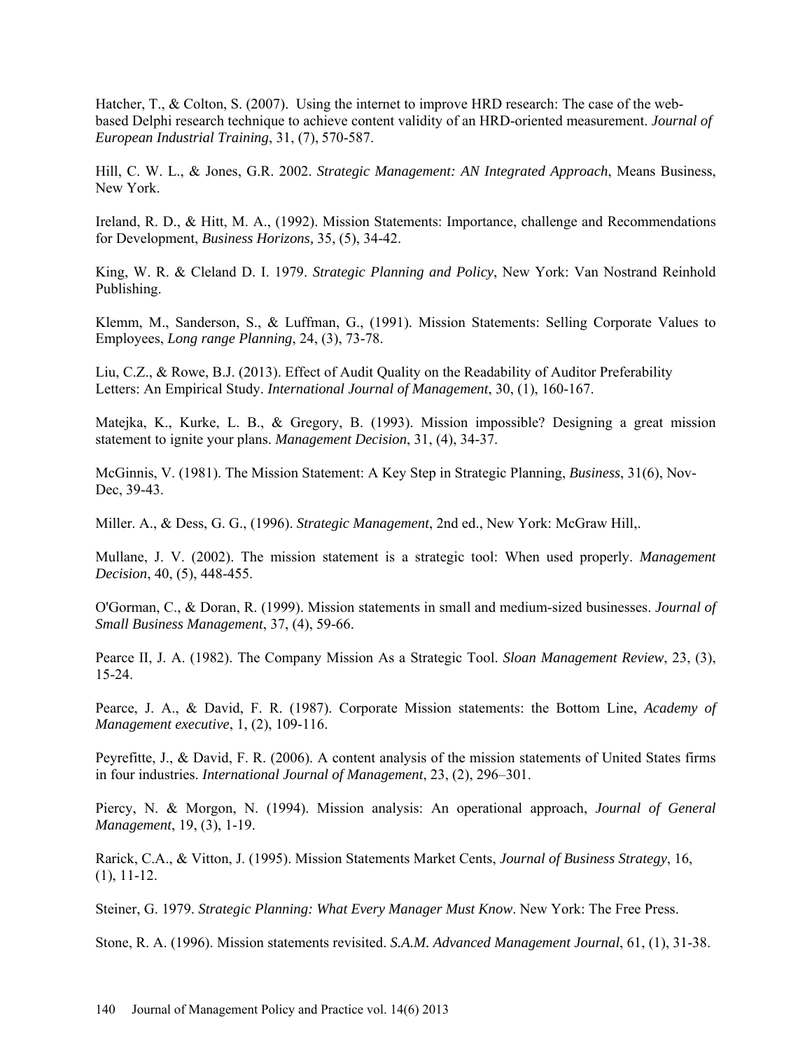Hatcher, T., & Colton, S. (2007). Using the internet to improve HRD research: The case of the web-based Delphi research technique to achieve content validity of an HRD-oriented measurement. *Journal of European Industrial Training*, 31, (7), 570-587.

Hill, C. W. L., & Jones, G.R. 2002. *Strategic Management: AN Integrated Approach*, Means Business, New York.

Ireland, R. D., & Hitt, M. A., (1992). Mission Statements: Importance, challenge and Recommendations for Development, *Business Horizons,* 35, (5), 34-42.

King, W. R. & Cleland D. I. 1979. *Strategic Planning and Policy*, New York: Van Nostrand Reinhold Publishing.

Klemm, M., Sanderson, S., & Luffman, G., (1991). Mission Statements: Selling Corporate Values to Employees, *Long range Planning*, 24, (3), 73-78.

Liu, C.Z., & Rowe, B.J. (2013). Effect of Audit Quality on the Readability of Auditor Preferability Letters: An Empirical Study. *International Journal of Management*, 30, (1), 160-167.

Matejka, K., Kurke, L. B., & Gregory, B. (1993). Mission impossible? Designing a great mission statement to ignite your plans. *Management Decision*, 31, (4), 34-37.

McGinnis, V. (1981). The Mission Statement: A Key Step in Strategic Planning, *Business*, 31(6), Nov-Dec, 39-43.

Miller. A., & Dess, G. G., (1996). *Strategic Management*, 2nd ed., New York: McGraw Hill,.

Mullane, J. V. (2002). The mission statement is a strategic tool: When used properly. *Management Decision*, 40, (5), 448-455.

O'Gorman, C., & Doran, R. (1999). Mission statements in small and medium-sized businesses. *Journal of Small Business Management*, 37, (4), 59-66.

Pearce II, J. A. (1982). The Company Mission As a Strategic Tool. *Sloan Management Review*, 23, (3), 15-24.

Pearce, J. A., & David, F. R. (1987). Corporate Mission statements: the Bottom Line, *Academy of Management executive*, 1, (2), 109-116.

Peyrefitte, J., & David, F. R. (2006). A content analysis of the mission statements of United States firms in four industries. *International Journal of Management*, 23, (2), 296–301.

Piercy, N. & Morgon, N. (1994). Mission analysis: An operational approach, *Journal of General Management*, 19, (3), 1-19.

Rarick, C.A., & Vitton, J. (1995). Mission Statements Market Cents, *Journal of Business Strategy*, 16, (1), 11-12.

Steiner, G. 1979. *Strategic Planning: What Every Manager Must Know*. New York: The Free Press.

Stone, R. A. (1996). Mission statements revisited. *S.A.M. Advanced Management Journal*, 61, (1), 31-38.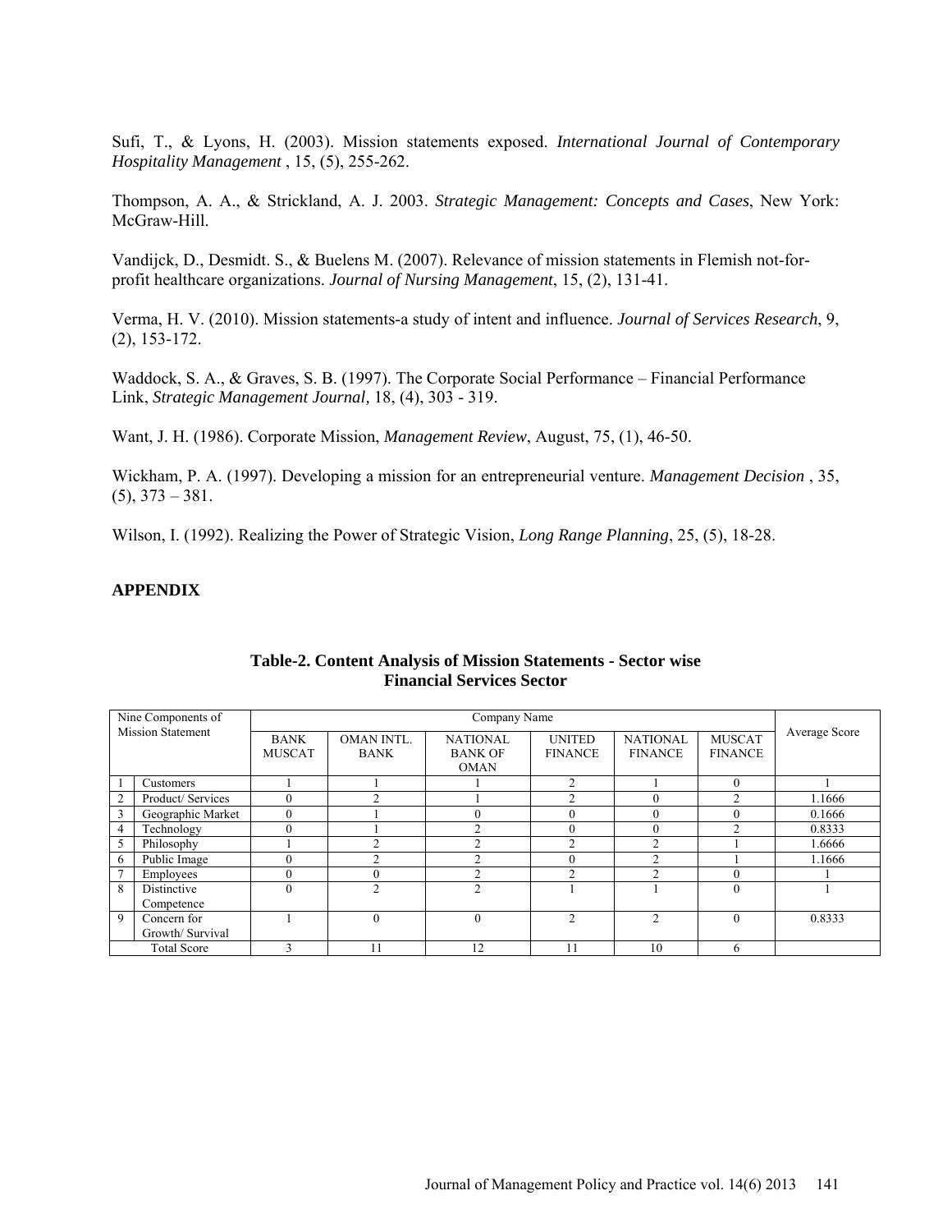Sufi, T., & Lyons, H. (2003). Mission statements exposed. *International Journal of Contemporary Hospitality Management* , 15, (5), 255-262.

Thompson, A. A., & Strickland, A. J. 2003. *Strategic Management: Concepts and Cases*, New York: McGraw-Hill.

Vandijck, D., Desmidt. S., & Buelens M. (2007). Relevance of mission statements in Flemish not-for-profit healthcare organizations. *Journal of Nursing Management*, 15, (2), 131-41.

Verma, H. V. (2010). Mission statements-a study of intent and influence. *Journal of Services Research*, 9, (2), 153-172.

Waddock, S. A., & Graves, S. B. (1997). The Corporate Social Performance – Financial Performance Link, *Strategic Management Journal*, 18, (4), 303 - 319.

Want, J. H. (1986). Corporate Mission, *Management Review*, August, 75, (1), 46-50.

Wickham, P. A. (1997). Developing a mission for an entrepreneurial venture. *Management Decision* , 35, (5), 373 – 381.

Wilson, I. (1992). Realizing the Power of Strategic Vision, *Long Range Planning*, 25, (5), 18-28.

## APPENDIX

**Table-2. Content Analysis of Mission Statements - Sector wise**
**Financial Services Sector**

| Nine Components of Mission Statement | | Company Name | | | | | | Average Score |
|---|---|---|---|---|---|---|---|---|
| | | BANK MUSCAT | OMAN INTL. BANK | NATIONAL BANK OF OMAN | UNITED FINANCE | NATIONAL FINANCE | MUSCAT FINANCE | |
| 1 | Customers | 1 | 1 | 1 | 2 | 1 | 0 | 1 |
| 2 | Product/ Services | 0 | 2 | 1 | 2 | 0 | 2 | 1.1666 |
| 3 | Geographic Market | 0 | 1 | 0 | 0 | 0 | 0 | 0.1666 |
| 4 | Technology | 0 | 1 | 2 | 0 | 0 | 2 | 0.8333 |
| 5 | Philosophy | 1 | 2 | 2 | 2 | 2 | 1 | 1.6666 |
| 6 | Public Image | 0 | 2 | 2 | 0 | 2 | 1 | 1.1666 |
| 7 | Employees | 0 | 0 | 2 | 2 | 2 | 0 | 1 |
| 8 | Distinctive Competence | 0 | 2 | 2 | 1 | 1 | 0 | 1 |
| 9 | Concern for Growth/ Survival | 1 | 0 | 0 | 2 | 2 | 0 | 0.8333 |
| Total Score | | 3 | 11 | 12 | 11 | 10 | 6 | |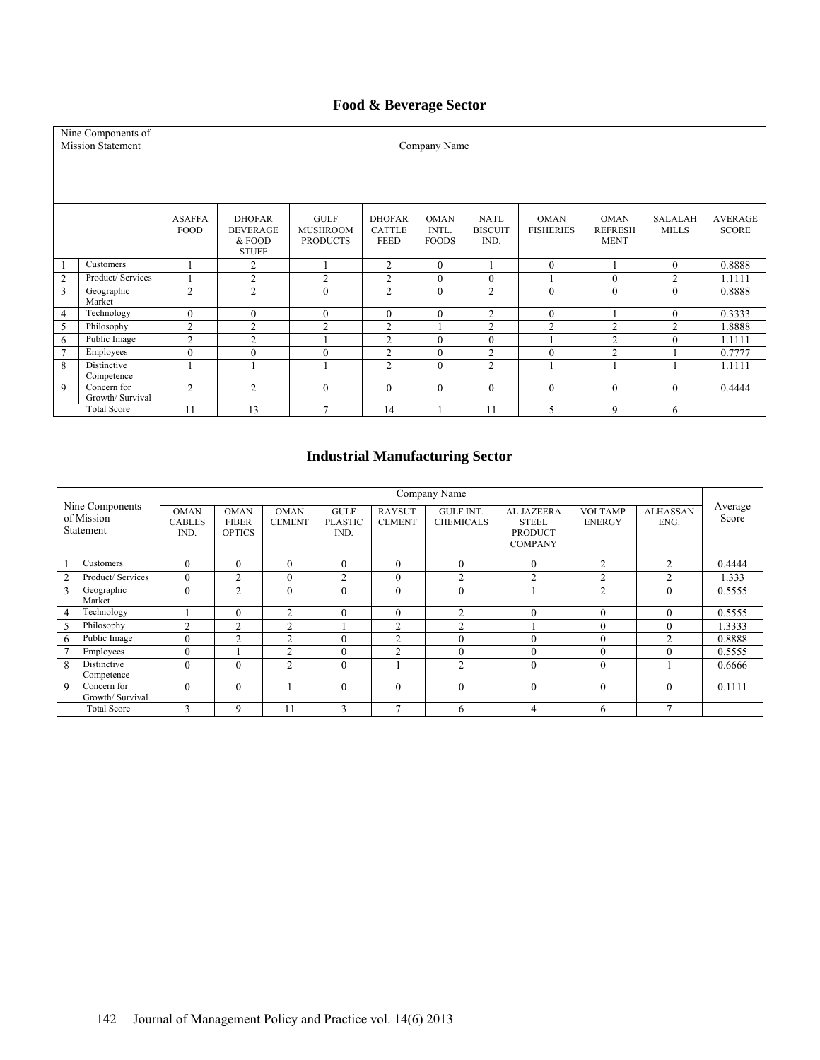## Food & Beverage Sector

| | Nine Components of Mission Statement | Company Name | | | | | | | | | |
|---|---|---|---|---|---|---|---|---|---|---|---|
| | | ASAFFA FOOD | DHOFAR BEVERAGE & FOOD STUFF | GULF MUSHROOM PRODUCTS | DHOFAR CATTLE FEED | OMAN INTL. FOODS | NATL BISCUIT IND. | OMAN FISHERIES | OMAN REFRESH MENT | SALALAH MILLS | AVERAGE SCORE |
| 1 | Customers | 1 | 2 | 1 | 2 | 0 | 1 | 0 | 1 | 0 | 0.8888 |
| 2 | Product/ Services | 1 | 2 | 2 | 2 | 0 | 0 | 1 | 0 | 2 | 1.1111 |
| 3 | Geographic Market | 2 | 2 | 0 | 2 | 0 | 2 | 0 | 0 | 0 | 0.8888 |
| 4 | Technology | 0 | 0 | 0 | 0 | 0 | 2 | 0 | 1 | 0 | 0.3333 |
| 5 | Philosophy | 2 | 2 | 2 | 2 | 1 | 2 | 2 | 2 | 2 | 1.8888 |
| 6 | Public Image | 2 | 2 | 1 | 2 | 0 | 0 | 1 | 2 | 0 | 1.1111 |
| 7 | Employees | 0 | 0 | 0 | 2 | 0 | 2 | 0 | 2 | 1 | 0.7777 |
| 8 | Distinctive Competence | 1 | 1 | 1 | 2 | 0 | 2 | 1 | 1 | 1 | 1.1111 |
| 9 | Concern for Growth/ Survival | 2 | 2 | 0 | 0 | 0 | 0 | 0 | 0 | 0 | 0.4444 |
| | Total Score | 11 | 13 | 7 | 14 | 1 | 11 | 5 | 9 | 6 | |

## Industrial Manufacturing Sector

| | Nine Components of Mission Statement | Company Name | | | | | | | | | Average Score |
|---|---|---|---|---|---|---|---|---|---|---|---|
| | | OMAN CABLES IND. | OMAN FIBER OPTICS | OMAN CEMENT | GULF PLASTIC IND. | RAYSUT CEMENT | GULF INT. CHEMICALS | AL JAZEERA STEEL PRODUCT COMPANY | VOLTAMP ENERGY | ALHASSAN ENG. | |
| 1 | Customers | 0 | 0 | 0 | 0 | 0 | 0 | 0 | 2 | 2 | 0.4444 |
| 2 | Product/ Services | 0 | 2 | 0 | 2 | 0 | 2 | 2 | 2 | 2 | 1.333 |
| 3 | Geographic Market | 0 | 2 | 0 | 0 | 0 | 0 | 1 | 2 | 0 | 0.5555 |
| 4 | Technology | 1 | 0 | 2 | 0 | 0 | 2 | 0 | 0 | 0 | 0.5555 |
| 5 | Philosophy | 2 | 2 | 2 | 1 | 2 | 2 | 1 | 0 | 0 | 1.3333 |
| 6 | Public Image | 0 | 2 | 2 | 0 | 2 | 0 | 0 | 0 | 2 | 0.8888 |
| 7 | Employees | 0 | 1 | 2 | 0 | 2 | 0 | 0 | 0 | 0 | 0.5555 |
| 8 | Distinctive Competence | 0 | 0 | 2 | 0 | 1 | 2 | 0 | 0 | 1 | 0.6666 |
| 9 | Concern for Growth/ Survival | 0 | 0 | 1 | 0 | 0 | 0 | 0 | 0 | 0 | 0.1111 |
| | Total Score | 3 | 9 | 11 | 3 | 7 | 6 | 4 | 6 | 7 | |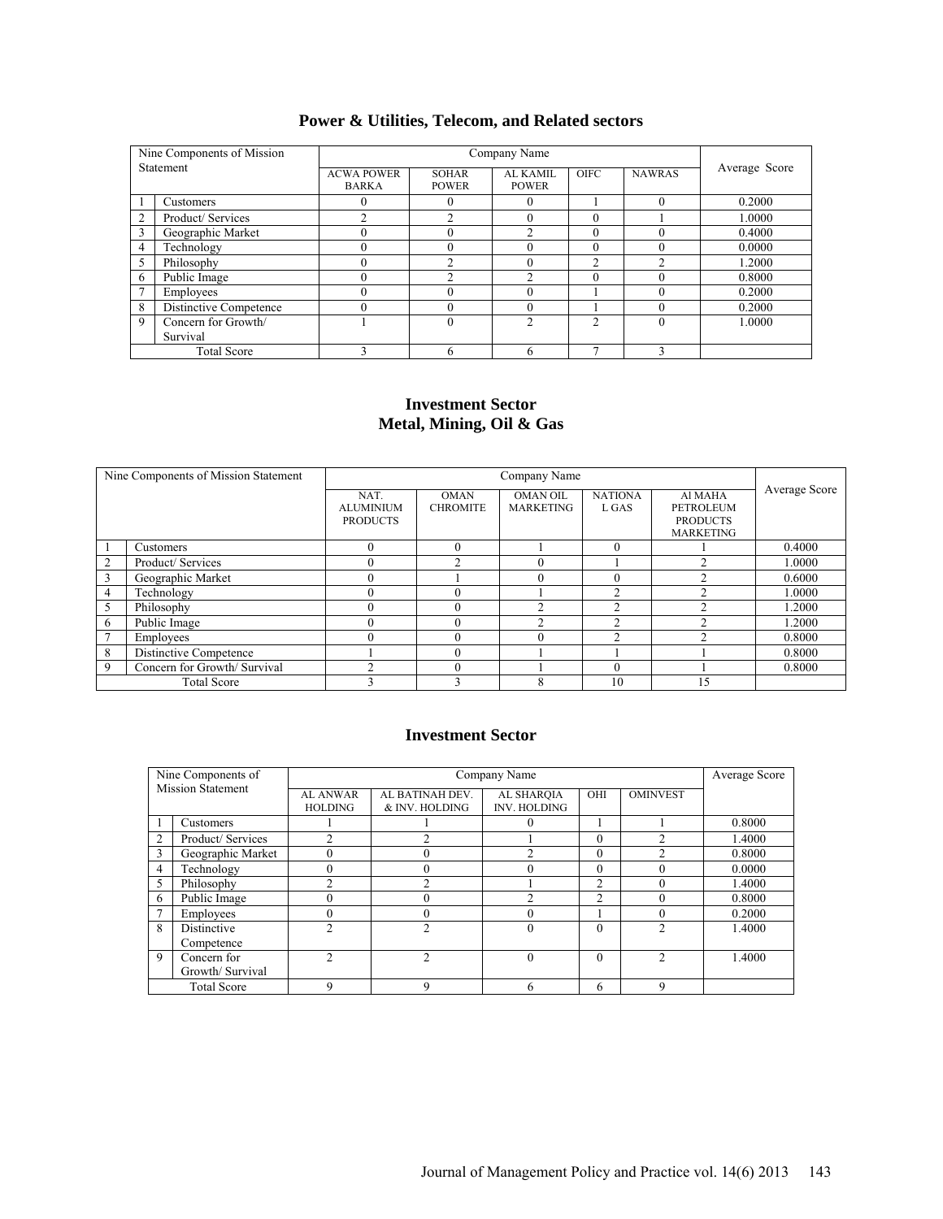## Power & Utilities, Telecom, and Related sectors

| Nine Components of Mission Statement | | Company Name | | | | | Average Score |
|---|---|---|---|---|---|---|---|
| | | ACWA POWER BARKA | SOHAR POWER | AL KAMIL POWER | OIFC | NAWRAS | |
| 1 | Customers | 0 | 0 | 0 | 1 | 0 | 0.2000 |
| 2 | Product/ Services | 2 | 2 | 0 | 0 | 1 | 1.0000 |
| 3 | Geographic Market | 0 | 0 | 2 | 0 | 0 | 0.4000 |
| 4 | Technology | 0 | 0 | 0 | 0 | 0 | 0.0000 |
| 5 | Philosophy | 0 | 2 | 0 | 2 | 2 | 1.2000 |
| 6 | Public Image | 0 | 2 | 2 | 0 | 0 | 0.8000 |
| 7 | Employees | 0 | 0 | 0 | 1 | 0 | 0.2000 |
| 8 | Distinctive Competence | 0 | 0 | 0 | 1 | 0 | 0.2000 |
| 9 | Concern for Growth/ Survival | 1 | 0 | 2 | 2 | 0 | 1.0000 |
| | Total Score | 3 | 6 | 6 | 7 | 3 | |

## Investment Sector
## Metal, Mining, Oil & Gas

| Nine Components of Mission Statement | | Company Name | | | | | Average Score |
|---|---|---|---|---|---|---|---|
| | | NAT. ALUMINIUM PRODUCTS | OMAN CHROMITE | OMAN OIL MARKETING | NATIONAL GAS | Al MAHA PETROLEUM PRODUCTS MARKETING | |
| 1 | Customers | 0 | 0 | 1 | 0 | 1 | 0.4000 |
| 2 | Product/ Services | 0 | 2 | 0 | 1 | 2 | 1.0000 |
| 3 | Geographic Market | 0 | 1 | 0 | 0 | 2 | 0.6000 |
| 4 | Technology | 0 | 0 | 1 | 2 | 2 | 1.0000 |
| 5 | Philosophy | 0 | 0 | 2 | 2 | 2 | 1.2000 |
| 6 | Public Image | 0 | 0 | 2 | 2 | 2 | 1.2000 |
| 7 | Employees | 0 | 0 | 0 | 2 | 2 | 0.8000 |
| 8 | Distinctive Competence | 1 | 0 | 1 | 1 | 1 | 0.8000 |
| 9 | Concern for Growth/ Survival | 2 | 0 | 1 | 0 | 1 | 0.8000 |
| | Total Score | 3 | 3 | 8 | 10 | 15 | |

## Investment Sector

| Nine Components of Mission Statement | | Company Name | | | | | Average Score |
|---|---|---|---|---|---|---|---|
| | | AL ANWAR HOLDING | AL BATINAH DEV. & INV. HOLDING | AL SHARQIA INV. HOLDING | OHI | OMINVEST | |
| 1 | Customers | 1 | 1 | 0 | 1 | 1 | 0.8000 |
| 2 | Product/ Services | 2 | 2 | 1 | 0 | 2 | 1.4000 |
| 3 | Geographic Market | 0 | 0 | 2 | 0 | 2 | 0.8000 |
| 4 | Technology | 0 | 0 | 0 | 0 | 0 | 0.0000 |
| 5 | Philosophy | 2 | 2 | 1 | 2 | 0 | 1.4000 |
| 6 | Public Image | 0 | 0 | 2 | 2 | 0 | 0.8000 |
| 7 | Employees | 0 | 0 | 0 | 1 | 0 | 0.2000 |
| 8 | Distinctive Competence | 2 | 2 | 0 | 0 | 2 | 1.4000 |
| 9 | Concern for Growth/ Survival | 2 | 2 | 0 | 0 | 2 | 1.4000 |
| | Total Score | 9 | 9 | 6 | 6 | 9 | |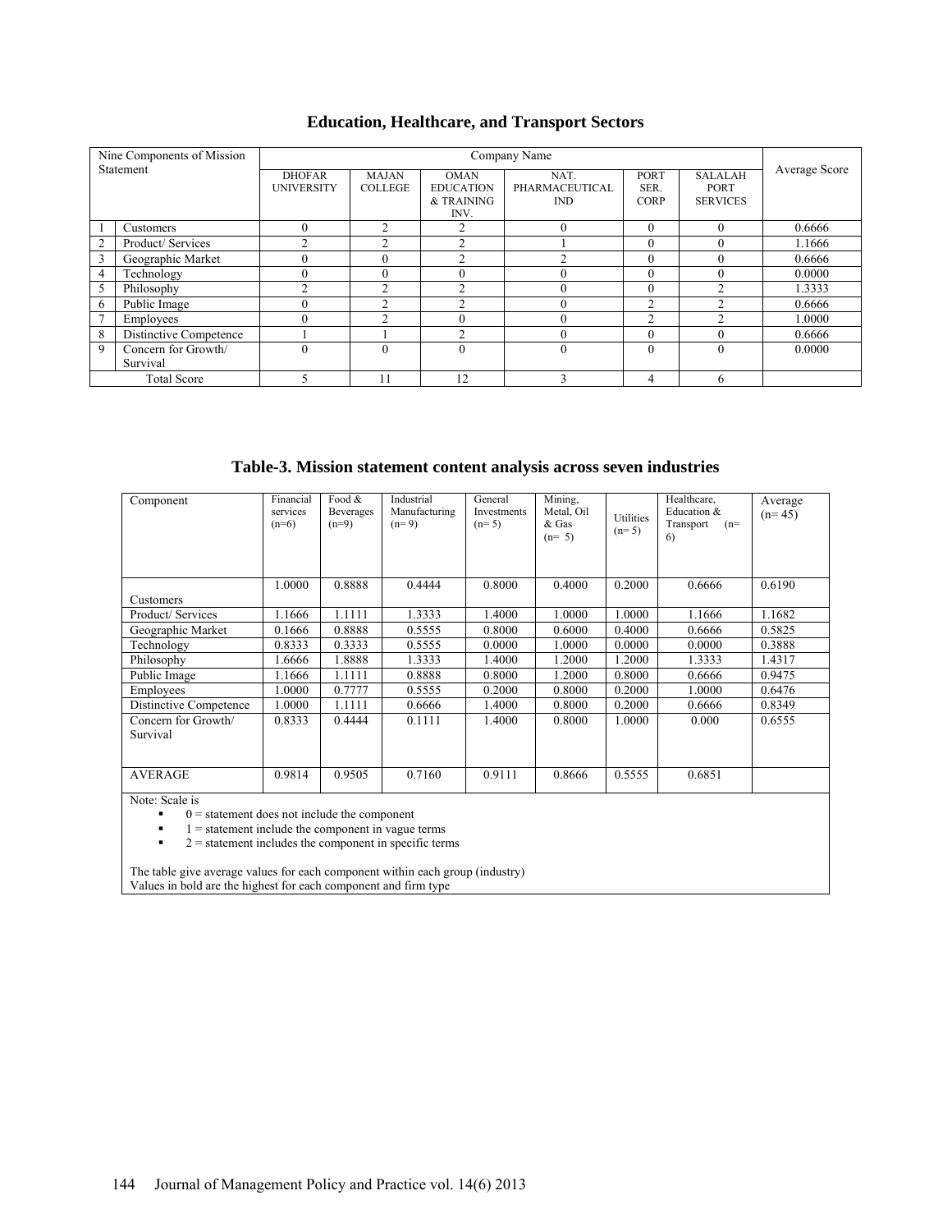**Education, Healthcare, and Transport Sectors**

| Nine Components of Mission Statement | | Company Name | | | | | | Average Score |
|---|---|---|---|---|---|---|---|---|
| | | DHOFAR UNIVERSITY | MAJAN COLLEGE | OMAN EDUCATION & TRAINING INV. | NAT. PHARMACEUTICAL IND | PORT SER. CORP | SALALAH PORT SERVICES | |
| 1 | Customers | 0 | 2 | 2 | 0 | 0 | 0 | 0.6666 |
| 2 | Product/ Services | 2 | 2 | 2 | 1 | 0 | 0 | 1.1666 |
| 3 | Geographic Market | 0 | 0 | 2 | 2 | 0 | 0 | 0.6666 |
| 4 | Technology | 0 | 0 | 0 | 0 | 0 | 0 | 0.0000 |
| 5 | Philosophy | 2 | 2 | 2 | 0 | 0 | 2 | 1.3333 |
| 6 | Public Image | 0 | 2 | 2 | 0 | 2 | 2 | 0.6666 |
| 7 | Employees | 0 | 2 | 0 | 0 | 2 | 2 | 1.0000 |
| 8 | Distinctive Competence | 1 | 1 | 2 | 0 | 0 | 0 | 0.6666 |
| 9 | Concern for Growth/ Survival | 0 | 0 | 0 | 0 | 0 | 0 | 0.0000 |
| Total Score | | 5 | 11 | 12 | 3 | 4 | 6 | |

**Table-3. Mission statement content analysis across seven industries**

| Component | Financial services (n=6) | Food & Beverages (n=9) | Industrial Manufacturing (n= 9) | General Investments (n= 5) | Mining, Metal, Oil & Gas (n= 5) | Utilities (n= 5) | Healthcare, Education & Transport (n= 6) | Average (n= 45) |
|---|---|---|---|---|---|---|---|---|
| Customers | 1.0000 | 0.8888 | 0.4444 | 0.8000 | 0.4000 | 0.2000 | 0.6666 | 0.6190 |
| Product/ Services | 1.1666 | 1.1111 | 1.3333 | 1.4000 | 1.0000 | 1.0000 | 1.1666 | 1.1682 |
| Geographic Market | 0.1666 | 0.8888 | 0.5555 | 0.8000 | 0.6000 | 0.4000 | 0.6666 | 0.5825 |
| Technology | 0.8333 | 0.3333 | 0.5555 | 0.0000 | 1.0000 | 0.0000 | 0.0000 | 0.3888 |
| Philosophy | 1.6666 | 1.8888 | 1.3333 | 1.4000 | 1.2000 | 1.2000 | 1.3333 | 1.4317 |
| Public Image | 1.1666 | 1.1111 | 0.8888 | 0.8000 | 1.2000 | 0.8000 | 0.6666 | 0.9475 |
| Employees | 1.0000 | 0.7777 | 0.5555 | 0.2000 | 0.8000 | 0.2000 | 1.0000 | 0.6476 |
| Distinctive Competence | 1.0000 | 1.1111 | 0.6666 | 1.4000 | 0.8000 | 0.2000 | 0.6666 | 0.8349 |
| Concern for Growth/ Survival | 0.8333 | 0.4444 | 0.1111 | 1.4000 | 0.8000 | 1.0000 | 0.000 | 0.6555 |
| AVERAGE | 0.9814 | 0.9505 | 0.7160 | 0.9111 | 0.8666 | 0.5555 | 0.6851 | |

Note: Scale is

- 0 = statement does not include the component
- 1 = statement include the component in vague terms
- 2 = statement includes the component in specific terms

The table give average values for each component within each group (industry)
Values in bold are the highest for each component and firm type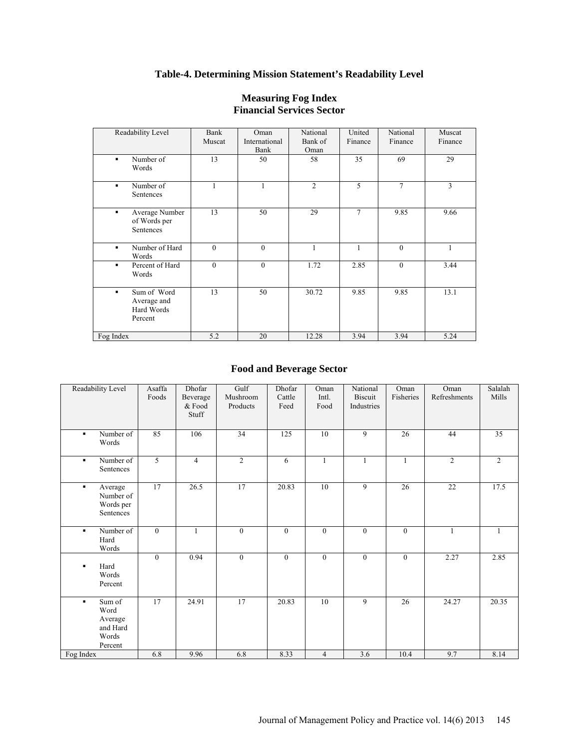# Table-4. Determining Mission Statement's Readability Level

## Measuring Fog Index
## Financial Services Sector

| Readability Level | Bank Muscat | Oman International Bank | National Bank of Oman | United Finance | National Finance | Muscat Finance |
|---|---|---|---|---|---|---|
| ▪ Number of Words | 13 | 50 | 58 | 35 | 69 | 29 |
| ▪ Number of Sentences | 1 | 1 | 2 | 5 | 7 | 3 |
| ▪ Average Number of Words per Sentences | 13 | 50 | 29 | 7 | 9.85 | 9.66 |
| ▪ Number of Hard Words | 0 | 0 | 1 | 1 | 0 | 1 |
| ▪ Percent of Hard Words | 0 | 0 | 1.72 | 2.85 | 0 | 3.44 |
| ▪ Sum of Word Average and Hard Words Percent | 13 | 50 | 30.72 | 9.85 | 9.85 | 13.1 |
| Fog Index | 5.2 | 20 | 12.28 | 3.94 | 3.94 | 5.24 |

## Food and Beverage Sector

| Readability Level | Asaffa Foods | Dhofar Beverage & Food Stuff | Gulf Mushroom Products | Dhofar Cattle Feed | Oman Intl. Food | National Biscuit Industries | Oman Fisheries | Oman Refreshments | Salalah Mills |
|---|---|---|---|---|---|---|---|---|---|
| ▪ Number of Words | 85 | 106 | 34 | 125 | 10 | 9 | 26 | 44 | 35 |
| ▪ Number of Sentences | 5 | 4 | 2 | 6 | 1 | 1 | 1 | 2 | 2 |
| ▪ Average Number of Words per Sentences | 17 | 26.5 | 17 | 20.83 | 10 | 9 | 26 | 22 | 17.5 |
| ▪ Number of Hard Words | 0 | 1 | 0 | 0 | 0 | 0 | 0 | 1 | 1 |
| ▪ Hard Words Percent | 0 | 0.94 | 0 | 0 | 0 | 0 | 0 | 2.27 | 2.85 |
| ▪ Sum of Word Average and Hard Words Percent | 17 | 24.91 | 17 | 20.83 | 10 | 9 | 26 | 24.27 | 20.35 |
| Fog Index | 6.8 | 9.96 | 6.8 | 8.33 | 4 | 3.6 | 10.4 | 9.7 | 8.14 |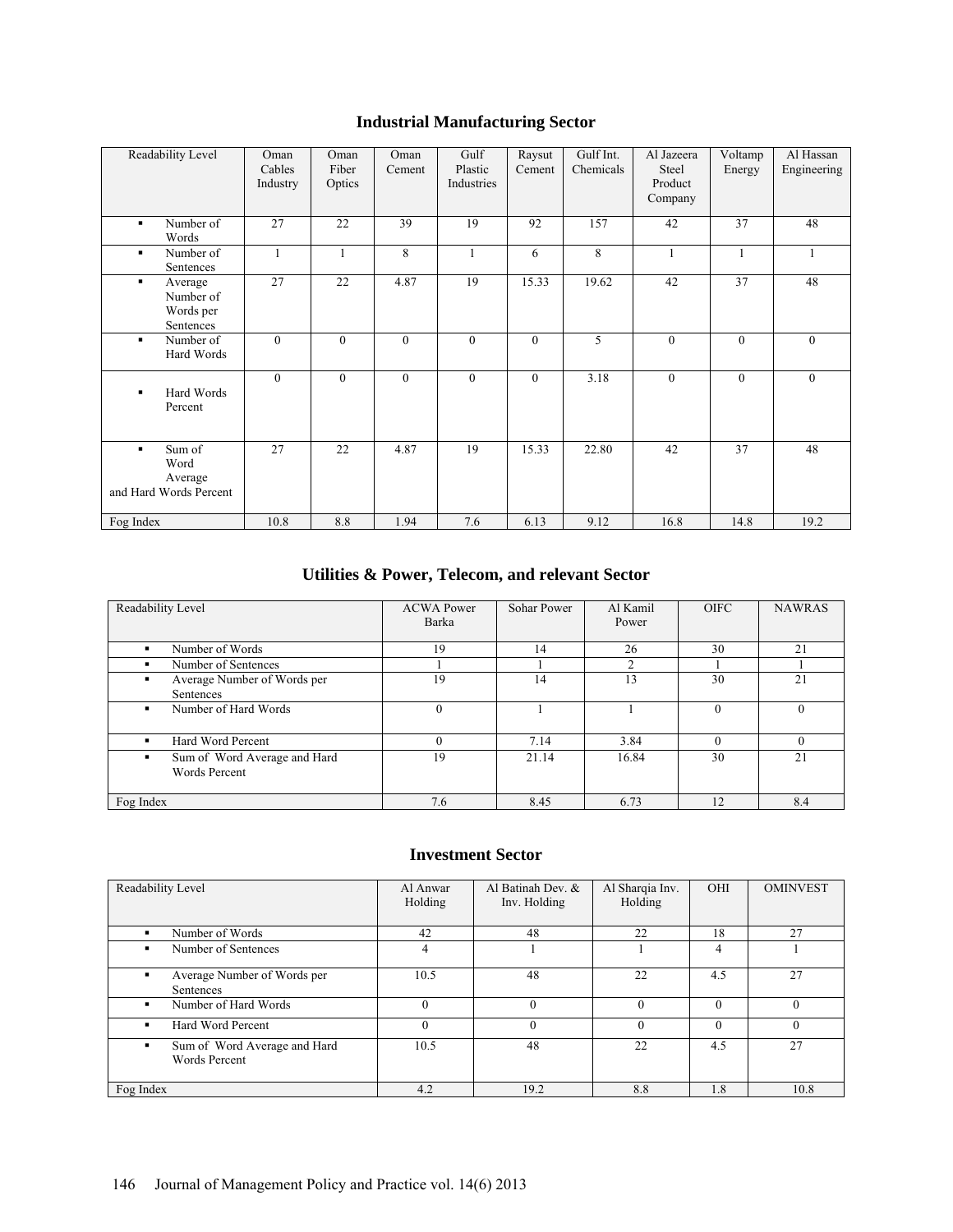## Industrial Manufacturing Sector

| Readability Level | Oman Cables Industry | Oman Fiber Optics | Oman Cement | Gulf Plastic Industries | Raysut Cement | Gulf Int. Chemicals | Al Jazeera Steel Product Company | Voltamp Energy | Al Hassan Engineering |
|---|---|---|---|---|---|---|---|---|---|
| ▪ Number of Words | 27 | 22 | 39 | 19 | 92 | 157 | 42 | 37 | 48 |
| ▪ Number of Sentences | 1 | 1 | 8 | 1 | 6 | 8 | 1 | 1 | 1 |
| ▪ Average Number of Words per Sentences | 27 | 22 | 4.87 | 19 | 15.33 | 19.62 | 42 | 37 | 48 |
| ▪ Number of Hard Words | 0 | 0 | 0 | 0 | 0 | 5 | 0 | 0 | 0 |
| ▪ Hard Words Percent | 0 | 0 | 0 | 0 | 0 | 3.18 | 0 | 0 | 0 |
| ▪ Sum of Word Average and Hard Words Percent | 27 | 22 | 4.87 | 19 | 15.33 | 22.80 | 42 | 37 | 48 |
| Fog Index | 10.8 | 8.8 | 1.94 | 7.6 | 6.13 | 9.12 | 16.8 | 14.8 | 19.2 |

## Utilities & Power, Telecom, and relevant Sector

| Readability Level | ACWA Power Barka | Sohar Power | Al Kamil Power | OIFC | NAWRAS |
|---|---|---|---|---|---|
| ▪ Number of Words | 19 | 14 | 26 | 30 | 21 |
| ▪ Number of Sentences | 1 | 1 | 2 | 1 | 1 |
| ▪ Average Number of Words per Sentences | 19 | 14 | 13 | 30 | 21 |
| ▪ Number of Hard Words | 0 | 1 | 1 | 0 | 0 |
| ▪ Hard Word Percent | 0 | 7.14 | 3.84 | 0 | 0 |
| ▪ Sum of Word Average and Hard Words Percent | 19 | 21.14 | 16.84 | 30 | 21 |
| Fog Index | 7.6 | 8.45 | 6.73 | 12 | 8.4 |

## Investment Sector

| Readability Level | Al Anwar Holding | Al Batinah Dev. & Inv. Holding | Al Sharqia Inv. Holding | OHI | OMINVEST |
|---|---|---|---|---|---|
| ▪ Number of Words | 42 | 48 | 22 | 18 | 27 |
| ▪ Number of Sentences | 4 | 1 | 1 | 4 | 1 |
| ▪ Average Number of Words per Sentences | 10.5 | 48 | 22 | 4.5 | 27 |
| ▪ Number of Hard Words | 0 | 0 | 0 | 0 | 0 |
| ▪ Hard Word Percent | 0 | 0 | 0 | 0 | 0 |
| ▪ Sum of Word Average and Hard Words Percent | 10.5 | 48 | 22 | 4.5 | 27 |
| Fog Index | 4.2 | 19.2 | 8.8 | 1.8 | 10.8 |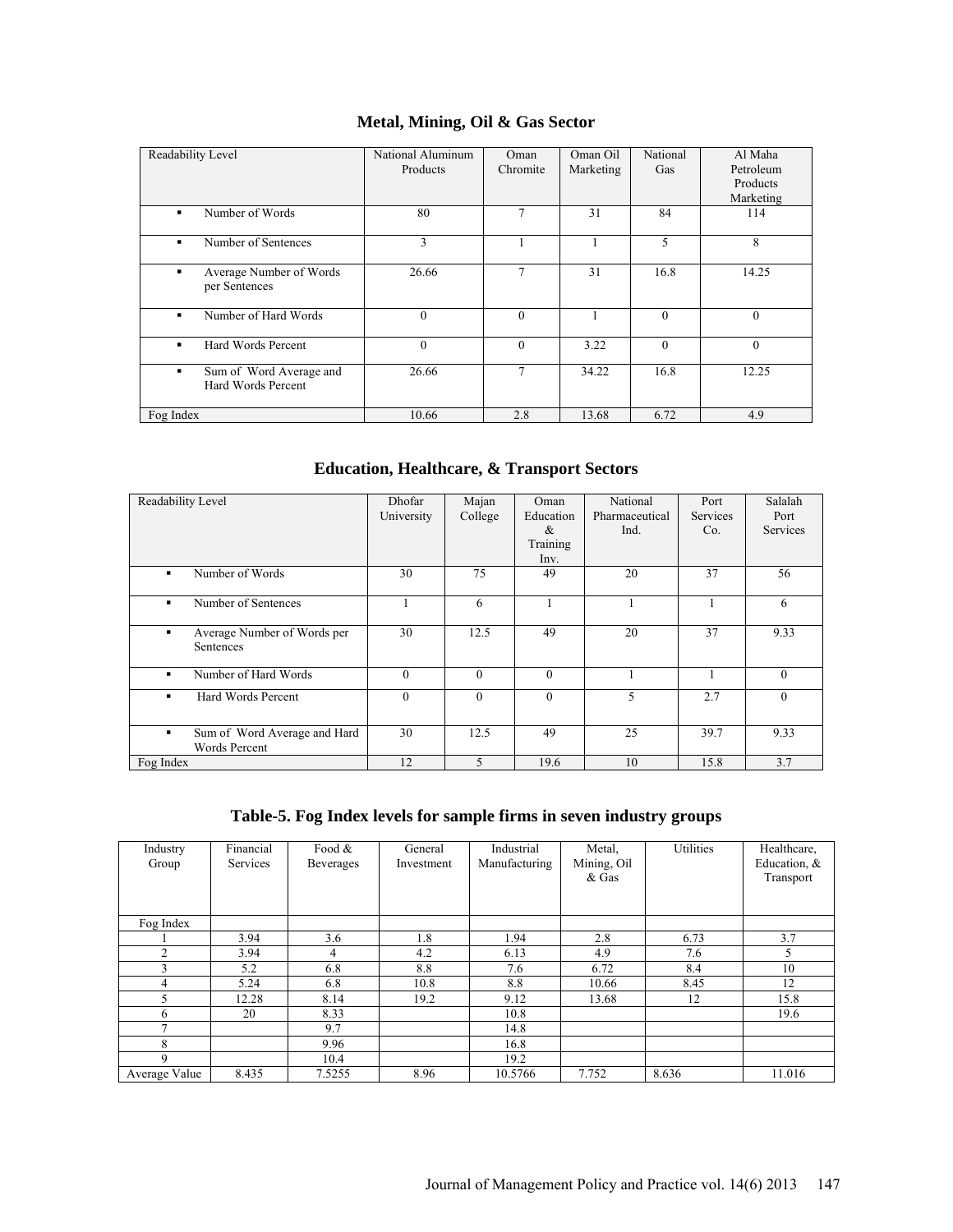## Metal, Mining, Oil & Gas Sector

| Readability Level | National Aluminum Products | Oman Chromite | Oman Oil Marketing | National Gas | Al Maha Petroleum Products Marketing |
|---|---|---|---|---|---|
| ▪ Number of Words | 80 | 7 | 31 | 84 | 114 |
| ▪ Number of Sentences | 3 | 1 | 1 | 5 | 8 |
| ▪ Average Number of Words per Sentences | 26.66 | 7 | 31 | 16.8 | 14.25 |
| ▪ Number of Hard Words | 0 | 0 | 1 | 0 | 0 |
| ▪ Hard Words Percent | 0 | 0 | 3.22 | 0 | 0 |
| ▪ Sum of Word Average and Hard Words Percent | 26.66 | 7 | 34.22 | 16.8 | 12.25 |
| Fog Index | 10.66 | 2.8 | 13.68 | 6.72 | 4.9 |

## Education, Healthcare, & Transport Sectors

| Readability Level | Dhofar University | Majan College | Oman Education & Training Inv. | National Pharmaceutical Ind. | Port Services Co. | Salalah Port Services |
|---|---|---|---|---|---|---|
| ▪ Number of Words | 30 | 75 | 49 | 20 | 37 | 56 |
| ▪ Number of Sentences | 1 | 6 | 1 | 1 | 1 | 6 |
| ▪ Average Number of Words per Sentences | 30 | 12.5 | 49 | 20 | 37 | 9.33 |
| ▪ Number of Hard Words | 0 | 0 | 0 | 1 | 1 | 0 |
| ▪ Hard Words Percent | 0 | 0 | 0 | 5 | 2.7 | 0 |
| ▪ Sum of Word Average and Hard Words Percent | 30 | 12.5 | 49 | 25 | 39.7 | 9.33 |
| Fog Index | 12 | 5 | 19.6 | 10 | 15.8 | 3.7 |

## Table-5. Fog Index levels for sample firms in seven industry groups

| Industry Group | Financial Services | Food & Beverages | General Investment | Industrial Manufacturing | Metal, Mining, Oil & Gas | Utilities | Healthcare, Education, & Transport |
|---|---|---|---|---|---|---|---|
| Fog Index | | | | | | | |
| 1 | 3.94 | 3.6 | 1.8 | 1.94 | 2.8 | 6.73 | 3.7 |
| 2 | 3.94 | 4 | 4.2 | 6.13 | 4.9 | 7.6 | 5 |
| 3 | 5.2 | 6.8 | 8.8 | 7.6 | 6.72 | 8.4 | 10 |
| 4 | 5.24 | 6.8 | 10.8 | 8.8 | 10.66 | 8.45 | 12 |
| 5 | 12.28 | 8.14 | 19.2 | 9.12 | 13.68 | 12 | 15.8 |
| 6 | 20 | 8.33 | | 10.8 | | | 19.6 |
| 7 | | 9.7 | | 14.8 | | | |
| 8 | | 9.96 | | 16.8 | | | |
| 9 | | 10.4 | | 19.2 | | | |
| Average Value | 8.435 | 7.5255 | 8.96 | 10.5766 | 7.752 | 8.636 | 11.016 |